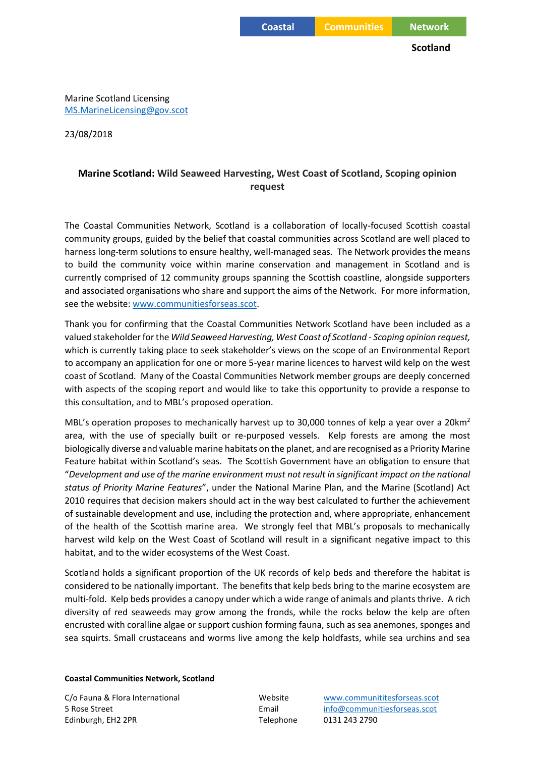Coastal Communities Network Scotland

Marine Scotland Licensing
MS.MarineLicensing@gov.scot

23/08/2018

**Marine Scotland: Wild Seaweed Harvesting, West Coast of Scotland, Scoping opinion request**

The Coastal Communities Network, Scotland is a collaboration of locally-focused Scottish coastal community groups, guided by the belief that coastal communities across Scotland are well placed to harness long-term solutions to ensure healthy, well-managed seas. The Network provides the means to build the community voice within marine conservation and management in Scotland and is currently comprised of 12 community groups spanning the Scottish coastline, alongside supporters and associated organisations who share and support the aims of the Network. For more information, see the website: www.communitiesforseas.scot.

Thank you for confirming that the Coastal Communities Network Scotland have been included as a valued stakeholder for the *Wild Seaweed Harvesting, West Coast of Scotland - Scoping opinion request,* which is currently taking place to seek stakeholder's views on the scope of an Environmental Report to accompany an application for one or more 5-year marine licences to harvest wild kelp on the west coast of Scotland. Many of the Coastal Communities Network member groups are deeply concerned with aspects of the scoping report and would like to take this opportunity to provide a response to this consultation, and to MBL's proposed operation.

MBL's operation proposes to mechanically harvest up to 30,000 tonnes of kelp a year over a 20km$^2$ area, with the use of specially built or re-purposed vessels. Kelp forests are among the most biologically diverse and valuable marine habitats on the planet, and are recognised as a Priority Marine Feature habitat within Scotland's seas. The Scottish Government have an obligation to ensure that "*Development and use of the marine environment must not result in significant impact on the national status of Priority Marine Features*", under the National Marine Plan, and the Marine (Scotland) Act 2010 requires that decision makers should act in the way best calculated to further the achievement of sustainable development and use, including the protection and, where appropriate, enhancement of the health of the Scottish marine area. We strongly feel that MBL's proposals to mechanically harvest wild kelp on the West Coast of Scotland will result in a significant negative impact to this habitat, and to the wider ecosystems of the West Coast.

Scotland holds a significant proportion of the UK records of kelp beds and therefore the habitat is considered to be nationally important. The benefits that kelp beds bring to the marine ecosystem are multi-fold. Kelp beds provides a canopy under which a wide range of animals and plants thrive. A rich diversity of red seaweeds may grow among the fronds, while the rocks below the kelp are often encrusted with coralline algae or support cushion forming fauna, such as sea anemones, sponges and sea squirts. Small crustaceans and worms live among the kelp holdfasts, while sea urchins and sea

**Coastal Communities Network, Scotland**

C/o Fauna & Flora International
5 Rose Street
Edinburgh, EH2 2PR

Website www.communititesforseas.scot
Email info@communitiesforseas.scot
Telephone 0131 243 2790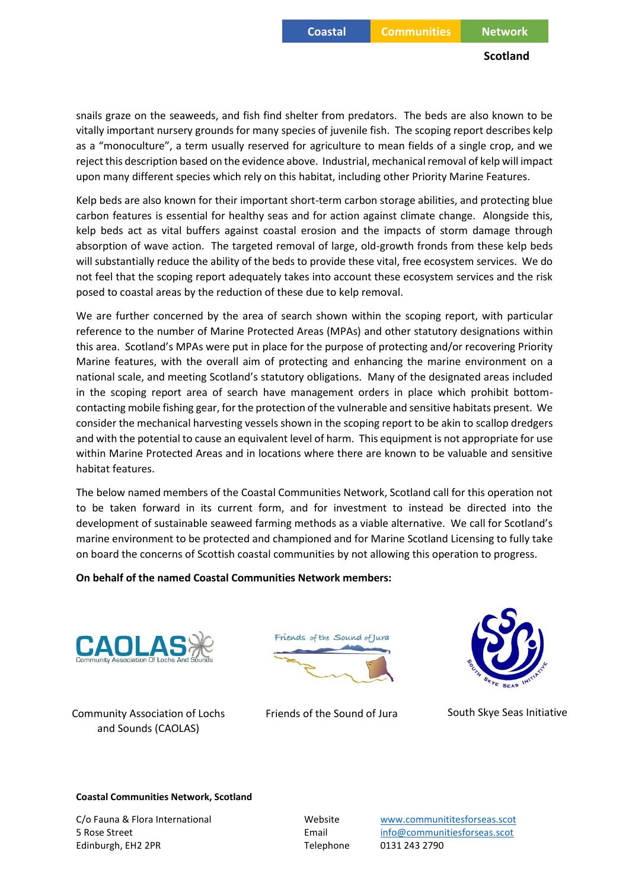snails graze on the seaweeds, and fish find shelter from predators. The beds are also known to be vitally important nursery grounds for many species of juvenile fish. The scoping report describes kelp as a "monoculture", a term usually reserved for agriculture to mean fields of a single crop, and we reject this description based on the evidence above. Industrial, mechanical removal of kelp will impact upon many different species which rely on this habitat, including other Priority Marine Features.

Kelp beds are also known for their important short-term carbon storage abilities, and protecting blue carbon features is essential for healthy seas and for action against climate change. Alongside this, kelp beds act as vital buffers against coastal erosion and the impacts of storm damage through absorption of wave action. The targeted removal of large, old-growth fronds from these kelp beds will substantially reduce the ability of the beds to provide these vital, free ecosystem services. We do not feel that the scoping report adequately takes into account these ecosystem services and the risk posed to coastal areas by the reduction of these due to kelp removal.

We are further concerned by the area of search shown within the scoping report, with particular reference to the number of Marine Protected Areas (MPAs) and other statutory designations within this area. Scotland's MPAs were put in place for the purpose of protecting and/or recovering Priority Marine features, with the overall aim of protecting and enhancing the marine environment on a national scale, and meeting Scotland's statutory obligations. Many of the designated areas included in the scoping report area of search have management orders in place which prohibit bottom-contacting mobile fishing gear, for the protection of the vulnerable and sensitive habitats present. We consider the mechanical harvesting vessels shown in the scoping report to be akin to scallop dredgers and with the potential to cause an equivalent level of harm. This equipment is not appropriate for use within Marine Protected Areas and in locations where there are known to be valuable and sensitive habitat features.

The below named members of the Coastal Communities Network, Scotland call for this operation not to be taken forward in its current form, and for investment to instead be directed into the development of sustainable seaweed farming methods as a viable alternative. We call for Scotland's marine environment to be protected and championed and for Marine Scotland Licensing to fully take on board the concerns of Scottish coastal communities by not allowing this operation to progress.

**On behalf of the named Coastal Communities Network members:**

Community Association of Lochs and Sounds (CAOLAS)

Friends of the Sound of Jura

South Skye Seas Initiative

**Coastal Communities Network, Scotland**

C/o Fauna & Flora International
5 Rose Street
Edinburgh, EH2 2PR

Website www.communititesforseas.scot
Email info@communitiesforseas.scot
Telephone 0131 243 2790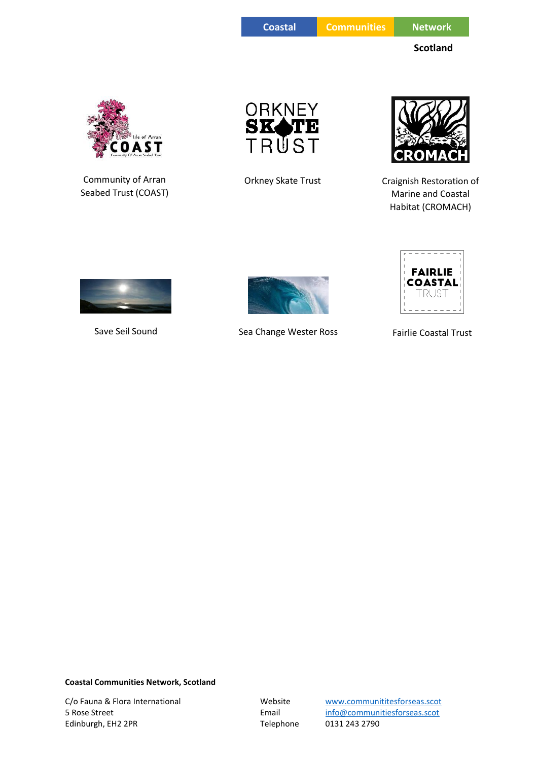Coastal Communities Network

Scotland

Community of Arran Seabed Trust (COAST)

Orkney Skate Trust

Craignish Restoration of Marine and Coastal Habitat (CROMACH)

Save Seil Sound

Sea Change Wester Ross

Fairlie Coastal Trust

**Coastal Communities Network, Scotland**

C/o Fauna & Flora International
5 Rose Street
Edinburgh, EH2 2PR

| | |
|---|---|
| Website | www.communititesforseas.scot |
| Email | info@communitiesforseas.scot |
| Telephone | 0131 243 2790 |